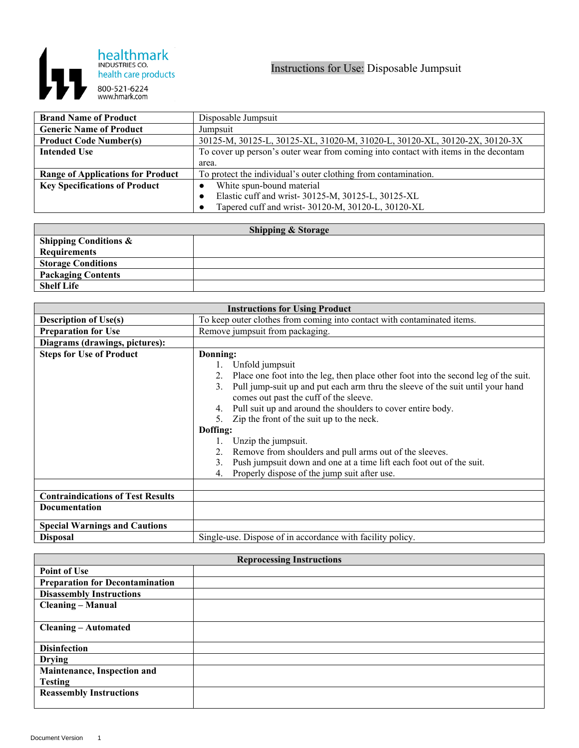healthmark
INDUSTRIES CO.
health care products
800-521-6224
www.hmark.com

# Instructions for Use: Disposable Jumpsuit

| | |
|---|---|
| **Brand Name of Product** | Disposable Jumpsuit |
| **Generic Name of Product** | Jumpsuit |
| **Product Code Number(s)** | 30125-M, 30125-L, 30125-XL, 31020-M, 31020-L, 30120-XL, 30120-2X, 30120-3X |
| **Intended Use** | To cover up person's outer wear from coming into contact with items in the decontam area. |
| **Range of Applications for Product** | To protect the individual's outer clothing from contamination. |
| **Key Specifications of Product** | • White spun-bound material<br>• Elastic cuff and wrist- 30125-M, 30125-L, 30125-XL<br>• Tapered cuff and wrist- 30120-M, 30120-L, 30120-XL |

| **Shipping & Storage** | |
|---|---|
| **Shipping Conditions & Requirements** | |
| **Storage Conditions** | |
| **Packaging Contents** | |
| **Shelf Life** | |

| **Instructions for Using Product** | |
|---|---|
| **Description of Use(s)** | To keep outer clothes from coming into contact with contaminated items. |
| **Preparation for Use** | Remove jumpsuit from packaging. |
| **Diagrams (drawings, pictures):** | |
| **Steps for Use of Product** | **Donning:**<br>1. Unfold jumpsuit<br>2. Place one foot into the leg, then place other foot into the second leg of the suit.<br>3. Pull jump-suit up and put each arm thru the sleeve of the suit until your hand comes out past the cuff of the sleeve.<br>4. Pull suit up and around the shoulders to cover entire body.<br>5. Zip the front of the suit up to the neck.<br>**Doffing:**<br>1. Unzip the jumpsuit.<br>2. Remove from shoulders and pull arms out of the sleeves.<br>3. Push jumpsuit down and one at a time lift each foot out of the suit.<br>4. Properly dispose of the jump suit after use. |
| | |
| **Contraindications of Test Results** | |
| **Documentation** | |
| **Special Warnings and Cautions** | |
| **Disposal** | Single-use. Dispose of in accordance with facility policy. |

| **Reprocessing Instructions** | |
|---|---|
| **Point of Use** | |
| **Preparation for Decontamination** | |
| **Disassembly Instructions** | |
| **Cleaning – Manual** | |
| **Cleaning – Automated** | |
| **Disinfection** | |
| **Drying** | |
| **Maintenance, Inspection and Testing** | |
| **Reassembly Instructions** | |

Document Version 1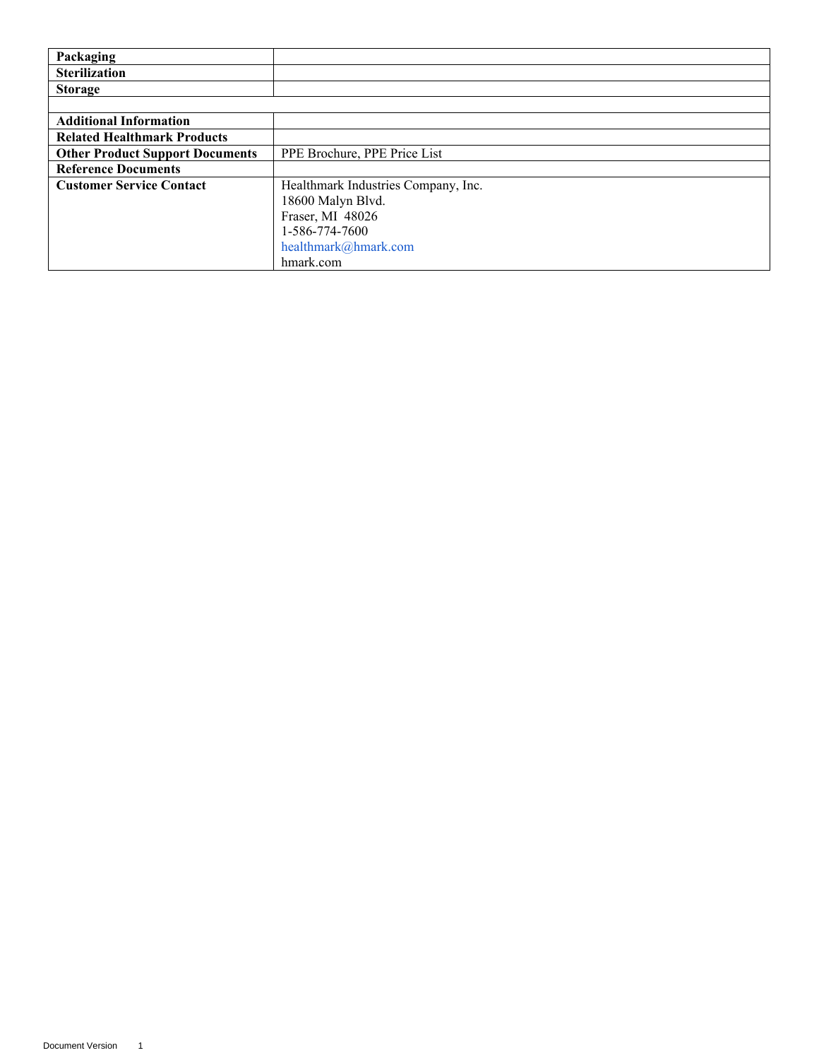| | |
|---|---|
| **Packaging** | |
| **Sterilization** | |
| **Storage** | |
| | |
| **Additional Information** | |
| **Related Healthmark Products** | |
| **Other Product Support Documents** | PPE Brochure, PPE Price List |
| **Reference Documents** | |
| **Customer Service Contact** | Healthmark Industries Company, Inc.<br>18600 Malyn Blvd.<br>Fraser, MI 48026<br>1-586-774-7600<br>healthmark@hmark.com<br>hmark.com |

Document Version 1